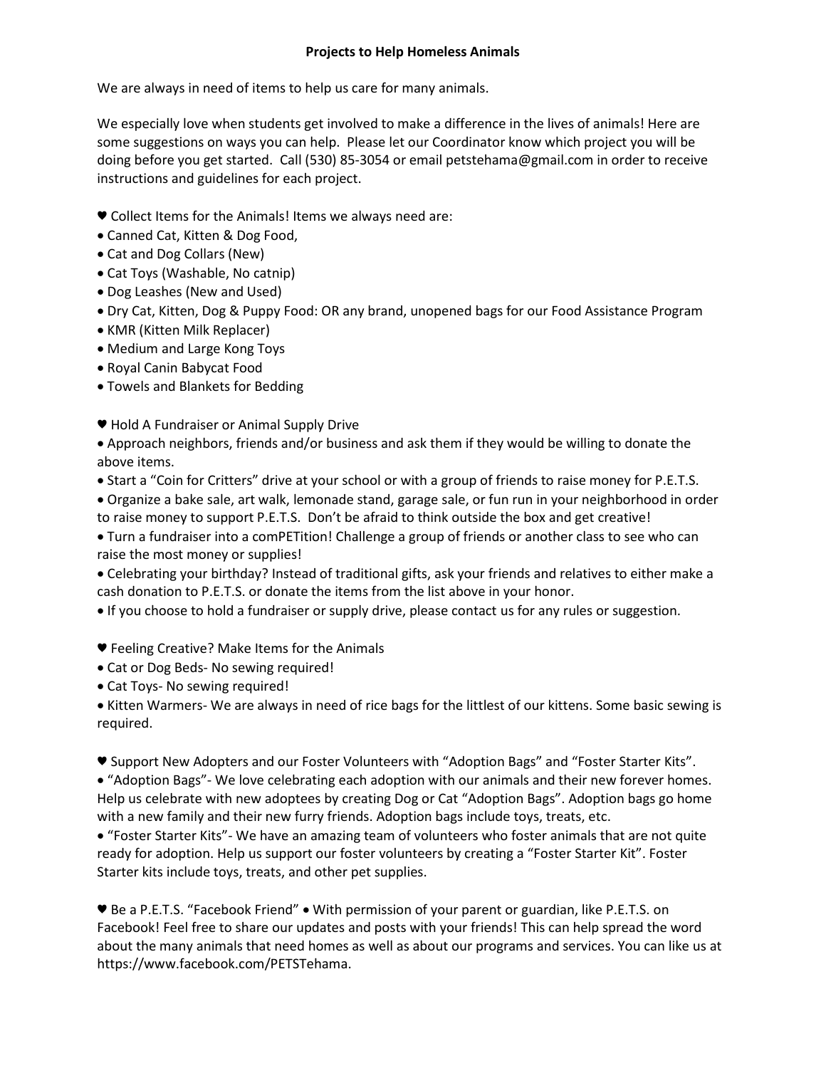## Projects to Help Homeless Animals

We are always in need of items to help us care for many animals.

We especially love when students get involved to make a difference in the lives of animals! Here are some suggestions on ways you can help. Please let our Coordinator know which project you will be doing before you get started. Call (530) 85-3054 or email petstehama@gmail.com in order to receive instructions and guidelines for each project.

♥ Collect Items for the Animals! Items we always need are:

- Canned Cat, Kitten & Dog Food,
- Cat and Dog Collars (New)
- Cat Toys (Washable, No catnip)
- Dog Leashes (New and Used)
- Dry Cat, Kitten, Dog & Puppy Food: OR any brand, unopened bags for our Food Assistance Program
- KMR (Kitten Milk Replacer)
- Medium and Large Kong Toys
- Royal Canin Babycat Food
- Towels and Blankets for Bedding

♥ Hold A Fundraiser or Animal Supply Drive

- Approach neighbors, friends and/or business and ask them if they would be willing to donate the above items.
- Start a "Coin for Critters" drive at your school or with a group of friends to raise money for P.E.T.S.
- Organize a bake sale, art walk, lemonade stand, garage sale, or fun run in your neighborhood in order to raise money to support P.E.T.S. Don't be afraid to think outside the box and get creative!
- Turn a fundraiser into a comPETition! Challenge a group of friends or another class to see who can raise the most money or supplies!
- Celebrating your birthday? Instead of traditional gifts, ask your friends and relatives to either make a cash donation to P.E.T.S. or donate the items from the list above in your honor.
- If you choose to hold a fundraiser or supply drive, please contact us for any rules or suggestion.

♥ Feeling Creative? Make Items for the Animals

- Cat or Dog Beds- No sewing required!
- Cat Toys- No sewing required!
- Kitten Warmers- We are always in need of rice bags for the littlest of our kittens. Some basic sewing is required.

♥ Support New Adopters and our Foster Volunteers with "Adoption Bags" and "Foster Starter Kits".

- "Adoption Bags"- We love celebrating each adoption with our animals and their new forever homes. Help us celebrate with new adoptees by creating Dog or Cat "Adoption Bags". Adoption bags go home with a new family and their new furry friends. Adoption bags include toys, treats, etc.
- "Foster Starter Kits"- We have an amazing team of volunteers who foster animals that are not quite ready for adoption. Help us support our foster volunteers by creating a "Foster Starter Kit". Foster Starter kits include toys, treats, and other pet supplies.

♥ Be a P.E.T.S. "Facebook Friend" • With permission of your parent or guardian, like P.E.T.S. on Facebook! Feel free to share our updates and posts with your friends! This can help spread the word about the many animals that need homes as well as about our programs and services. You can like us at https://www.facebook.com/PETSTehama.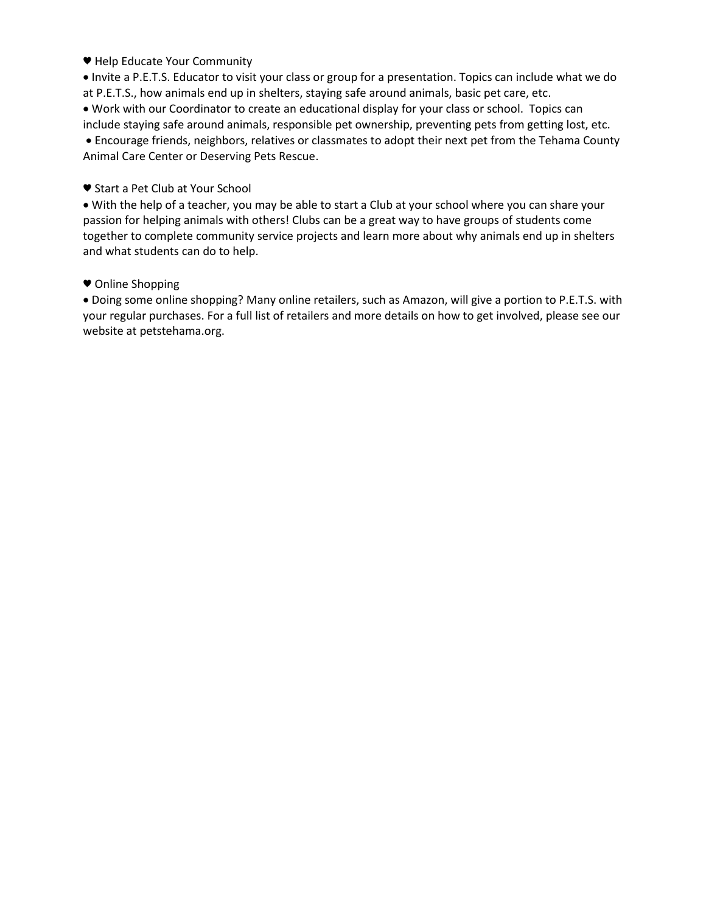♥ Help Educate Your Community

- Invite a P.E.T.S. Educator to visit your class or group for a presentation. Topics can include what we do at P.E.T.S., how animals end up in shelters, staying safe around animals, basic pet care, etc.
- Work with our Coordinator to create an educational display for your class or school. Topics can include staying safe around animals, responsible pet ownership, preventing pets from getting lost, etc.
- Encourage friends, neighbors, relatives or classmates to adopt their next pet from the Tehama County Animal Care Center or Deserving Pets Rescue.

♥ Start a Pet Club at Your School

- With the help of a teacher, you may be able to start a Club at your school where you can share your passion for helping animals with others! Clubs can be a great way to have groups of students come together to complete community service projects and learn more about why animals end up in shelters and what students can do to help.

♥ Online Shopping

- Doing some online shopping? Many online retailers, such as Amazon, will give a portion to P.E.T.S. with your regular purchases. For a full list of retailers and more details on how to get involved, please see our website at petstehama.org.